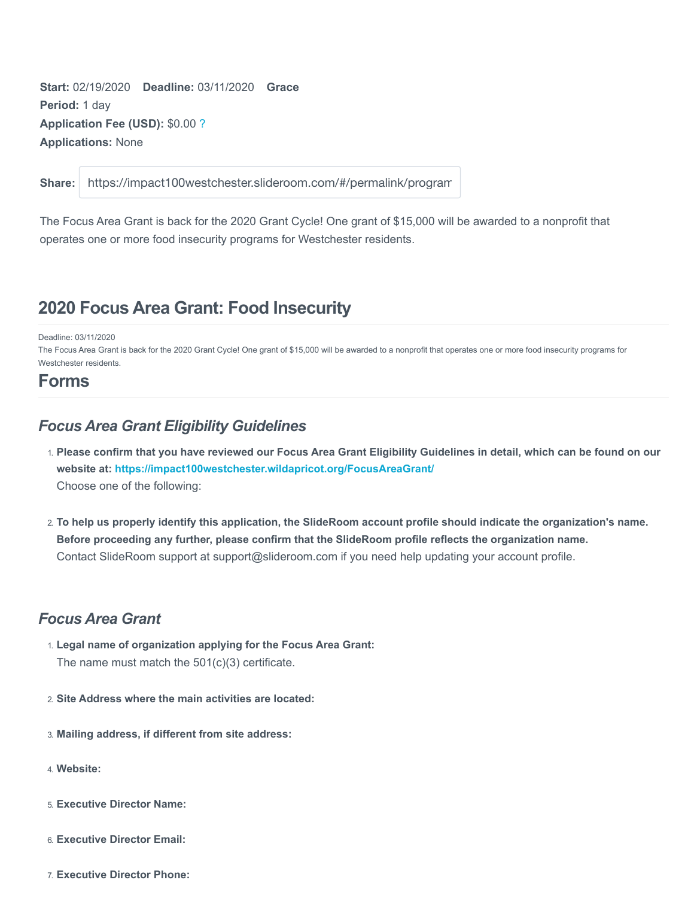**Start:** 02/19/2020 **Deadline:** 03/11/2020 **Grace Period:** 1 day
**Application Fee (USD):** $0.00 ?
**Applications:** None

**Share:** https://impact100westchester.slideroom.com/#/permalink/program

The Focus Area Grant is back for the 2020 Grant Cycle! One grant of $15,000 will be awarded to a nonprofit that operates one or more food insecurity programs for Westchester residents.

## 2020 Focus Area Grant: Food Insecurity

Deadline: 03/11/2020
The Focus Area Grant is back for the 2020 Grant Cycle! One grant of $15,000 will be awarded to a nonprofit that operates one or more food insecurity programs for Westchester residents.

## Forms

### *Focus Area Grant Eligibility Guidelines*

1. **Please confirm that you have reviewed our Focus Area Grant Eligibility Guidelines in detail, which can be found on our website at: https://impact100westchester.wildapricot.org/FocusAreaGrant/**
   Choose one of the following:

2. **To help us properly identify this application, the SlideRoom account profile should indicate the organization's name. Before proceeding any further, please confirm that the SlideRoom profile reflects the organization name.**
   Contact SlideRoom support at support@slideroom.com if you need help updating your account profile.

### *Focus Area Grant*

1. **Legal name of organization applying for the Focus Area Grant:**
   The name must match the 501(c)(3) certificate.

2. **Site Address where the main activities are located:**

3. **Mailing address, if different from site address:**

4. **Website:**

5. **Executive Director Name:**

6. **Executive Director Email:**

7. **Executive Director Phone:**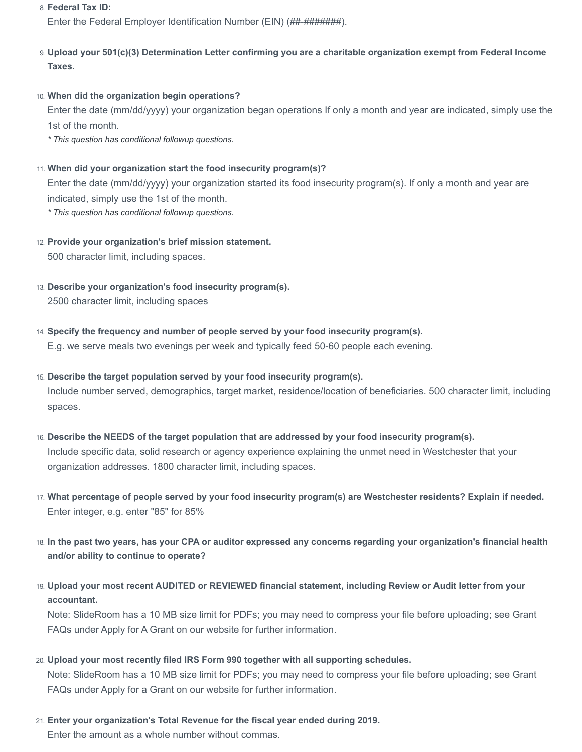8. **Federal Tax ID:**
   Enter the Federal Employer Identification Number (EIN) (##-#######).

9. **Upload your 501(c)(3) Determination Letter confirming you are a charitable organization exempt from Federal Income Taxes.**

10. **When did the organization begin operations?**
    Enter the date (mm/dd/yyyy) your organization began operations If only a month and year are indicated, simply use the 1st of the month.
    *\* This question has conditional followup questions.*

11. **When did your organization start the food insecurity program(s)?**
    Enter the date (mm/dd/yyyy) your organization started its food insecurity program(s). If only a month and year are indicated, simply use the 1st of the month.
    *\* This question has conditional followup questions.*

12. **Provide your organization's brief mission statement.**
    500 character limit, including spaces.

13. **Describe your organization's food insecurity program(s).**
    2500 character limit, including spaces

14. **Specify the frequency and number of people served by your food insecurity program(s).**
    E.g. we serve meals two evenings per week and typically feed 50-60 people each evening.

15. **Describe the target population served by your food insecurity program(s).**
    Include number served, demographics, target market, residence/location of beneficiaries. 500 character limit, including spaces.

16. **Describe the NEEDS of the target population that are addressed by your food insecurity program(s).**
    Include specific data, solid research or agency experience explaining the unmet need in Westchester that your organization addresses. 1800 character limit, including spaces.

17. **What percentage of people served by your food insecurity program(s) are Westchester residents? Explain if needed.**
    Enter integer, e.g. enter "85" for 85%

18. **In the past two years, has your CPA or auditor expressed any concerns regarding your organization's financial health and/or ability to continue to operate?**

19. **Upload your most recent AUDITED or REVIEWED financial statement, including Review or Audit letter from your accountant.**
    Note: SlideRoom has a 10 MB size limit for PDFs; you may need to compress your file before uploading; see Grant FAQs under Apply for A Grant on our website for further information.

20. **Upload your most recently filed IRS Form 990 together with all supporting schedules.**
    Note: SlideRoom has a 10 MB size limit for PDFs; you may need to compress your file before uploading; see Grant FAQs under Apply for a Grant on our website for further information.

21. **Enter your organization's Total Revenue for the fiscal year ended during 2019.**
    Enter the amount as a whole number without commas.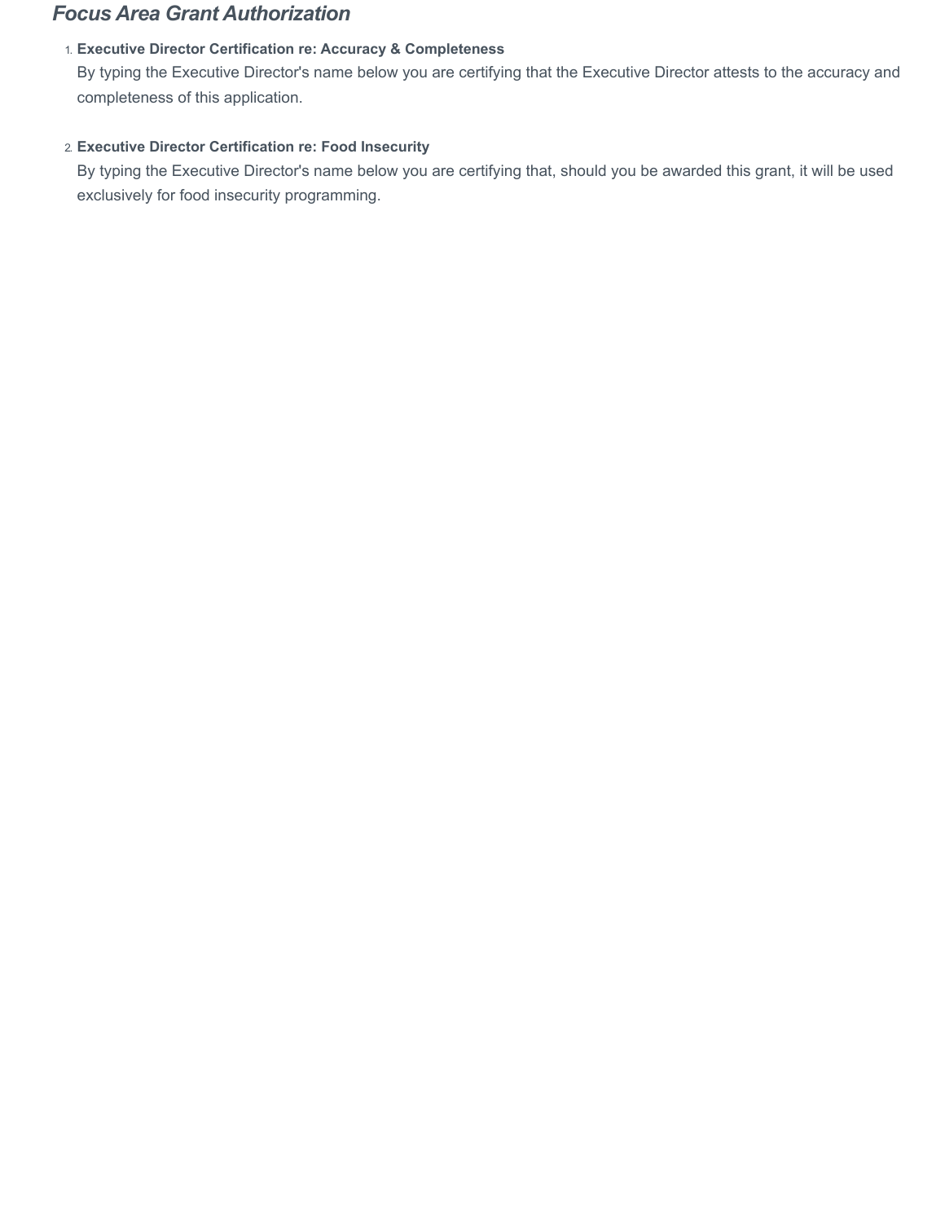## *Focus Area Grant Authorization*

1. **Executive Director Certification re: Accuracy & Completeness**
   By typing the Executive Director's name below you are certifying that the Executive Director attests to the accuracy and completeness of this application.

2. **Executive Director Certification re: Food Insecurity**
   By typing the Executive Director's name below you are certifying that, should you be awarded this grant, it will be used exclusively for food insecurity programming.